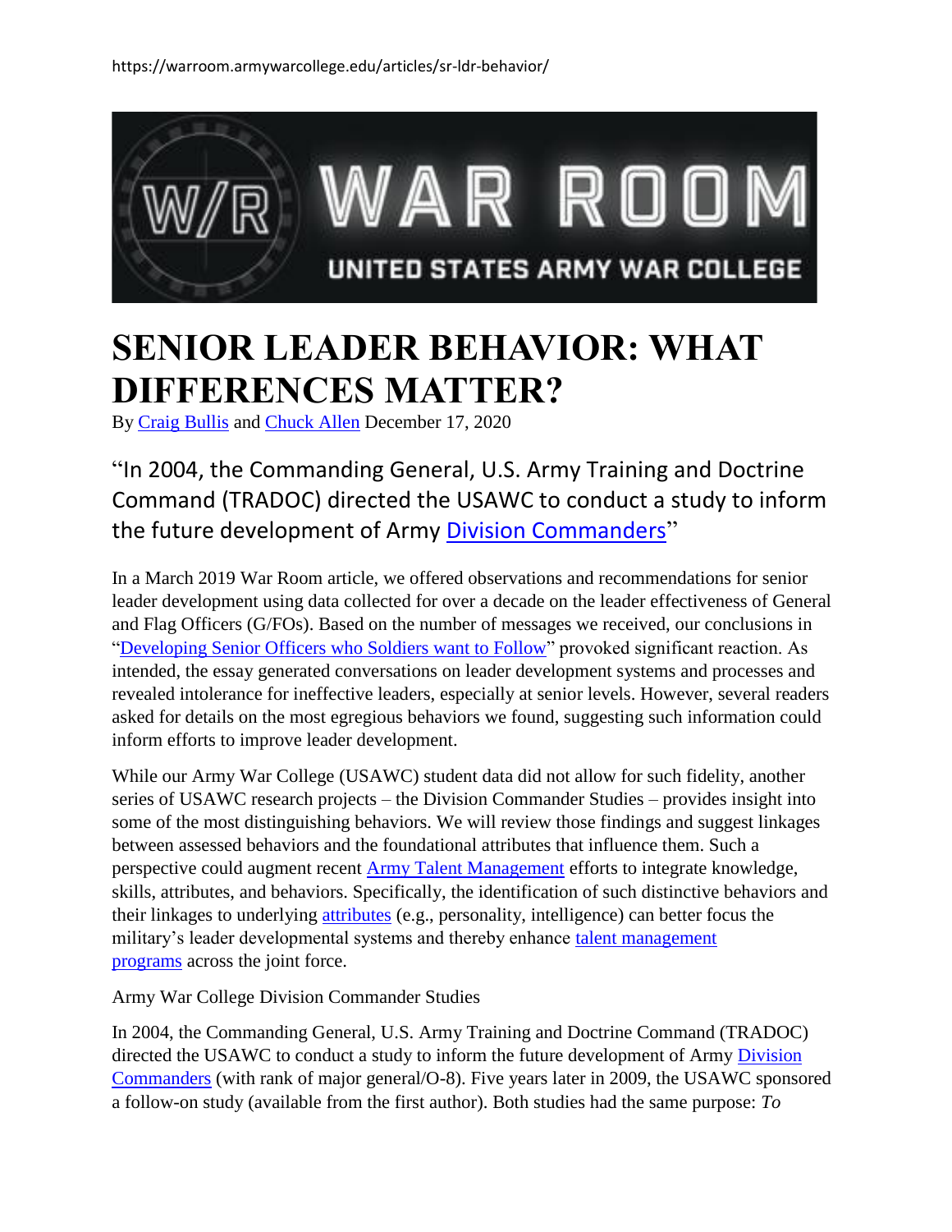https://warroom.armywarcollege.edu/articles/sr-ldr-behavior/

# SENIOR LEADER BEHAVIOR: WHAT DIFFERENCES MATTER?

By Craig Bullis and Chuck Allen December 17, 2020

"In 2004, the Commanding General, U.S. Army Training and Doctrine Command (TRADOC) directed the USAWC to conduct a study to inform the future development of Army Division Commanders"

In a March 2019 War Room article, we offered observations and recommendations for senior leader development using data collected for over a decade on the leader effectiveness of General and Flag Officers (G/FOs). Based on the number of messages we received, our conclusions in "Developing Senior Officers who Soldiers want to Follow" provoked significant reaction. As intended, the essay generated conversations on leader development systems and processes and revealed intolerance for ineffective leaders, especially at senior levels. However, several readers asked for details on the most egregious behaviors we found, suggesting such information could inform efforts to improve leader development.

While our Army War College (USAWC) student data did not allow for such fidelity, another series of USAWC research projects – the Division Commander Studies – provides insight into some of the most distinguishing behaviors. We will review those findings and suggest linkages between assessed behaviors and the foundational attributes that influence them. Such a perspective could augment recent Army Talent Management efforts to integrate knowledge, skills, attributes, and behaviors. Specifically, the identification of such distinctive behaviors and their linkages to underlying attributes (e.g., personality, intelligence) can better focus the military's leader developmental systems and thereby enhance talent management programs across the joint force.

Army War College Division Commander Studies

In 2004, the Commanding General, U.S. Army Training and Doctrine Command (TRADOC) directed the USAWC to conduct a study to inform the future development of Army Division Commanders (with rank of major general/O-8). Five years later in 2009, the USAWC sponsored a follow-on study (available from the first author). Both studies had the same purpose: *To*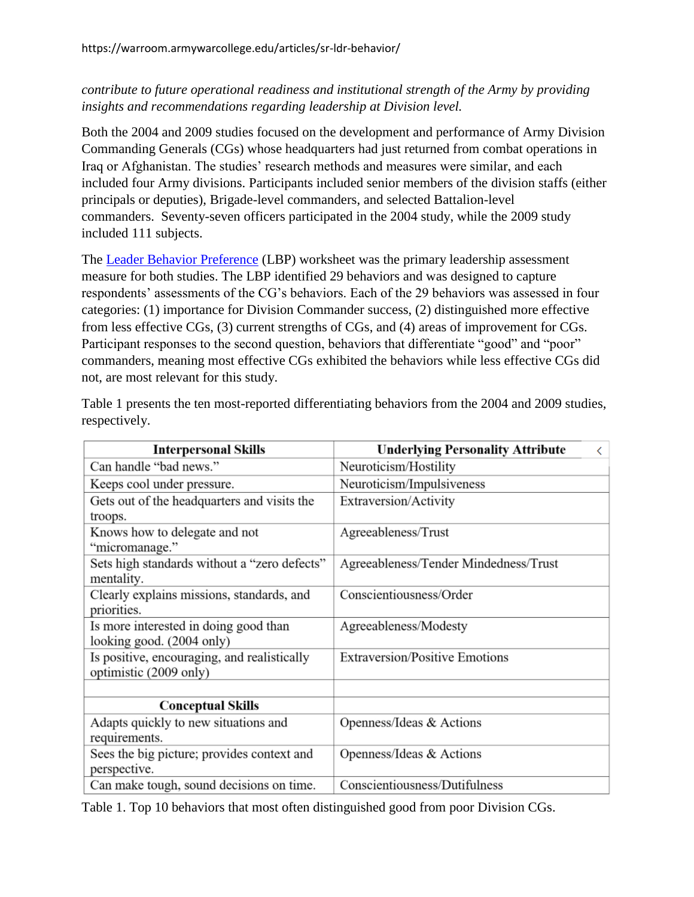*contribute to future operational readiness and institutional strength of the Army by providing insights and recommendations regarding leadership at Division level.*

Both the 2004 and 2009 studies focused on the development and performance of Army Division Commanding Generals (CGs) whose headquarters had just returned from combat operations in Iraq or Afghanistan. The studies' research methods and measures were similar, and each included four Army divisions. Participants included senior members of the division staffs (either principals or deputies), Brigade-level commanders, and selected Battalion-level commanders. Seventy-seven officers participated in the 2004 study, while the 2009 study included 111 subjects.

The Leader Behavior Preference (LBP) worksheet was the primary leadership assessment measure for both studies. The LBP identified 29 behaviors and was designed to capture respondents' assessments of the CG's behaviors. Each of the 29 behaviors was assessed in four categories: (1) importance for Division Commander success, (2) distinguished more effective from less effective CGs, (3) current strengths of CGs, and (4) areas of improvement for CGs. Participant responses to the second question, behaviors that differentiate "good" and "poor" commanders, meaning most effective CGs exhibited the behaviors while less effective CGs did not, are most relevant for this study.

Table 1 presents the ten most-reported differentiating behaviors from the 2004 and 2009 studies, respectively.

| **Interpersonal Skills** | **Underlying Personality Attribute** |
|---|---|
| Can handle "bad news." | Neuroticism/Hostility |
| Keeps cool under pressure. | Neuroticism/Impulsiveness |
| Gets out of the headquarters and visits the troops. | Extraversion/Activity |
| Knows how to delegate and not "micromanage." | Agreeableness/Trust |
| Sets high standards without a "zero defects" mentality. | Agreeableness/Tender Mindedness/Trust |
| Clearly explains missions, standards, and priorities. | Conscientiousness/Order |
| Is more interested in doing good than looking good. (2004 only) | Agreeableness/Modesty |
| Is positive, encouraging, and realistically optimistic (2009 only) | Extraversion/Positive Emotions |
| | |
| **Conceptual Skills** | |
| Adapts quickly to new situations and requirements. | Openness/Ideas & Actions |
| Sees the big picture; provides context and perspective. | Openness/Ideas & Actions |
| Can make tough, sound decisions on time. | Conscientiousness/Dutifulness |

Table 1. Top 10 behaviors that most often distinguished good from poor Division CGs.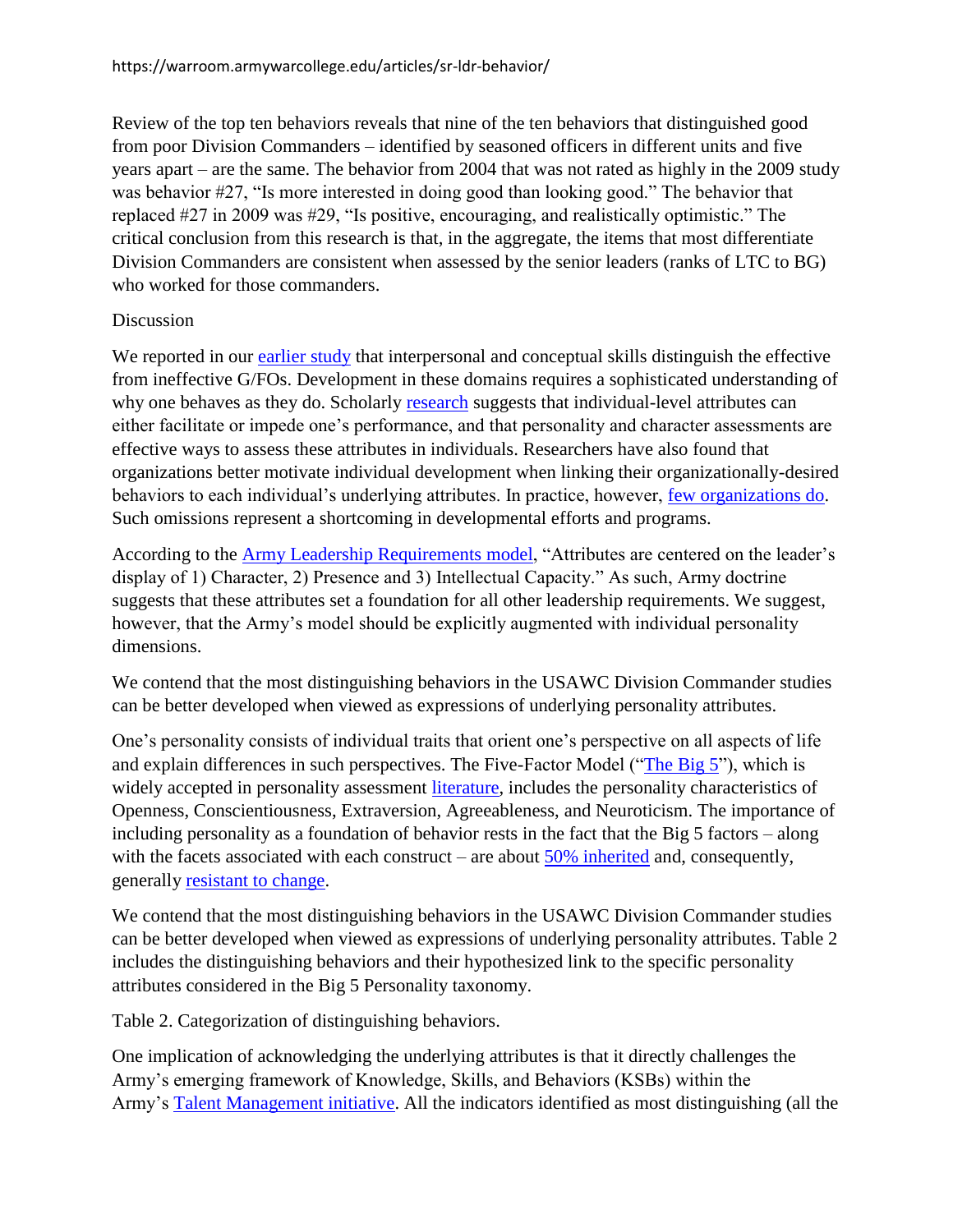https://warroom.armywarcollege.edu/articles/sr-ldr-behavior/

Review of the top ten behaviors reveals that nine of the ten behaviors that distinguished good from poor Division Commanders – identified by seasoned officers in different units and five years apart – are the same. The behavior from 2004 that was not rated as highly in the 2009 study was behavior #27, "Is more interested in doing good than looking good." The behavior that replaced #27 in 2009 was #29, "Is positive, encouraging, and realistically optimistic." The critical conclusion from this research is that, in the aggregate, the items that most differentiate Division Commanders are consistent when assessed by the senior leaders (ranks of LTC to BG) who worked for those commanders.

Discussion

We reported in our earlier study that interpersonal and conceptual skills distinguish the effective from ineffective G/FOs. Development in these domains requires a sophisticated understanding of why one behaves as they do. Scholarly research suggests that individual-level attributes can either facilitate or impede one's performance, and that personality and character assessments are effective ways to assess these attributes in individuals. Researchers have also found that organizations better motivate individual development when linking their organizationally-desired behaviors to each individual's underlying attributes. In practice, however, few organizations do. Such omissions represent a shortcoming in developmental efforts and programs.

According to the Army Leadership Requirements model, "Attributes are centered on the leader's display of 1) Character, 2) Presence and 3) Intellectual Capacity." As such, Army doctrine suggests that these attributes set a foundation for all other leadership requirements. We suggest, however, that the Army's model should be explicitly augmented with individual personality dimensions.

We contend that the most distinguishing behaviors in the USAWC Division Commander studies can be better developed when viewed as expressions of underlying personality attributes.

One's personality consists of individual traits that orient one's perspective on all aspects of life and explain differences in such perspectives. The Five-Factor Model ("The Big 5"), which is widely accepted in personality assessment literature, includes the personality characteristics of Openness, Conscientiousness, Extraversion, Agreeableness, and Neuroticism. The importance of including personality as a foundation of behavior rests in the fact that the Big 5 factors – along with the facets associated with each construct – are about 50% inherited and, consequently, generally resistant to change.

We contend that the most distinguishing behaviors in the USAWC Division Commander studies can be better developed when viewed as expressions of underlying personality attributes. Table 2 includes the distinguishing behaviors and their hypothesized link to the specific personality attributes considered in the Big 5 Personality taxonomy.

Table 2. Categorization of distinguishing behaviors.

One implication of acknowledging the underlying attributes is that it directly challenges the Army's emerging framework of Knowledge, Skills, and Behaviors (KSBs) within the Army's Talent Management initiative. All the indicators identified as most distinguishing (all the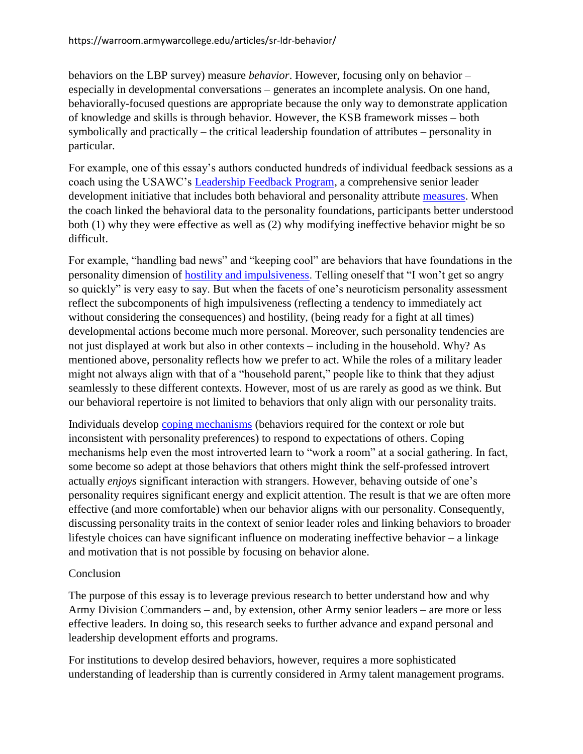behaviors on the LBP survey) measure *behavior*. However, focusing only on behavior – especially in developmental conversations – generates an incomplete analysis. On one hand, behaviorally-focused questions are appropriate because the only way to demonstrate application of knowledge and skills is through behavior. However, the KSB framework misses – both symbolically and practically – the critical leadership foundation of attributes – personality in particular.

For example, one of this essay's authors conducted hundreds of individual feedback sessions as a coach using the USAWC's [Leadership Feedback Program](), a comprehensive senior leader development initiative that includes both behavioral and personality attribute [measures](). When the coach linked the behavioral data to the personality foundations, participants better understood both (1) why they were effective as well as (2) why modifying ineffective behavior might be so difficult.

For example, "handling bad news" and "keeping cool" are behaviors that have foundations in the personality dimension of [hostility and impulsiveness](). Telling oneself that "I won't get so angry so quickly" is very easy to say. But when the facets of one's neuroticism personality assessment reflect the subcomponents of high impulsiveness (reflecting a tendency to immediately act without considering the consequences) and hostility, (being ready for a fight at all times) developmental actions become much more personal. Moreover, such personality tendencies are not just displayed at work but also in other contexts – including in the household. Why? As mentioned above, personality reflects how we prefer to act. While the roles of a military leader might not always align with that of a "household parent," people like to think that they adjust seamlessly to these different contexts. However, most of us are rarely as good as we think. But our behavioral repertoire is not limited to behaviors that only align with our personality traits.

Individuals develop [coping mechanisms]() (behaviors required for the context or role but inconsistent with personality preferences) to respond to expectations of others. Coping mechanisms help even the most introverted learn to "work a room" at a social gathering. In fact, some become so adept at those behaviors that others might think the self-professed introvert actually *enjoys* significant interaction with strangers. However, behaving outside of one's personality requires significant energy and explicit attention. The result is that we are often more effective (and more comfortable) when our behavior aligns with our personality. Consequently, discussing personality traits in the context of senior leader roles and linking behaviors to broader lifestyle choices can have significant influence on moderating ineffective behavior – a linkage and motivation that is not possible by focusing on behavior alone.

## Conclusion

The purpose of this essay is to leverage previous research to better understand how and why Army Division Commanders – and, by extension, other Army senior leaders – are more or less effective leaders. In doing so, this research seeks to further advance and expand personal and leadership development efforts and programs.

For institutions to develop desired behaviors, however, requires a more sophisticated understanding of leadership than is currently considered in Army talent management programs.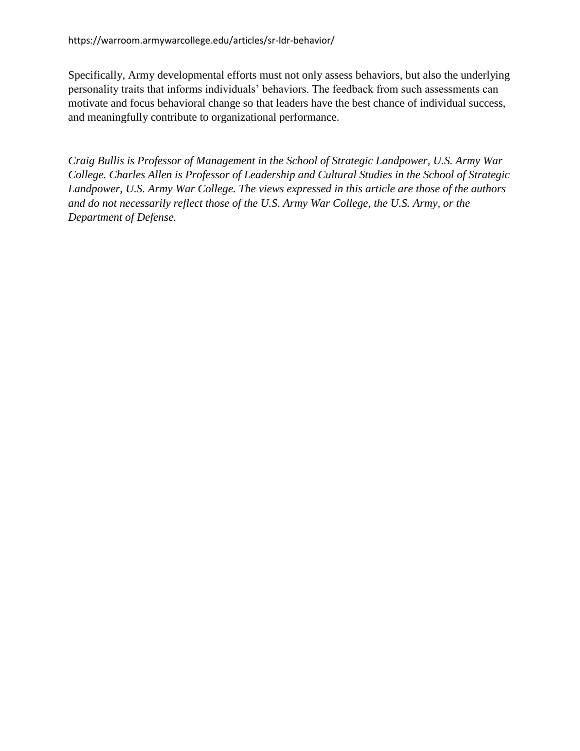Specifically, Army developmental efforts must not only assess behaviors, but also the underlying personality traits that informs individuals' behaviors. The feedback from such assessments can motivate and focus behavioral change so that leaders have the best chance of individual success, and meaningfully contribute to organizational performance.

*Craig Bullis is Professor of Management in the School of Strategic Landpower, U.S. Army War College. Charles Allen is Professor of Leadership and Cultural Studies in the School of Strategic Landpower, U.S. Army War College. The views expressed in this article are those of the authors and do not necessarily reflect those of the U.S. Army War College, the U.S. Army, or the Department of Defense.*